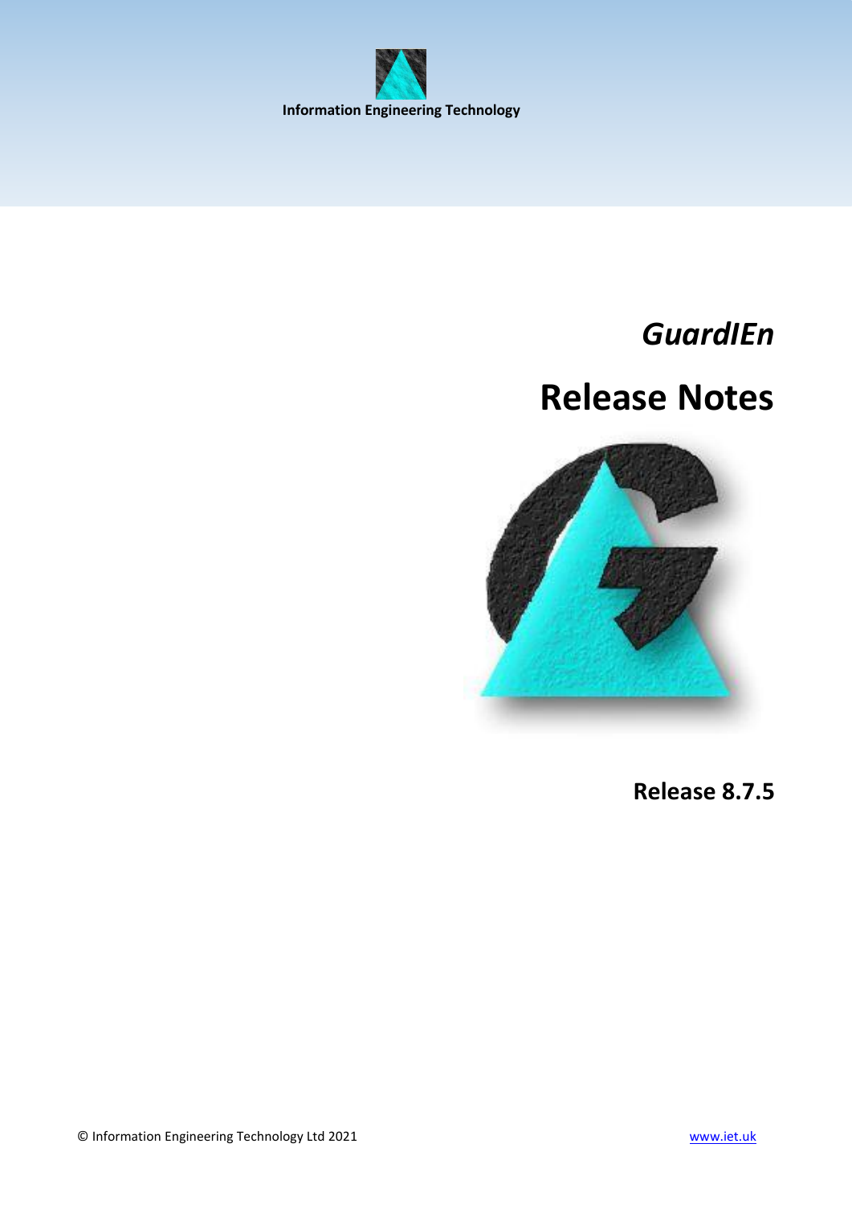**Information Engineering Technology**

# *GuardIEn*

# Release Notes

## Release 8.7.5

© Information Engineering Technology Ltd 2021

www.iet.uk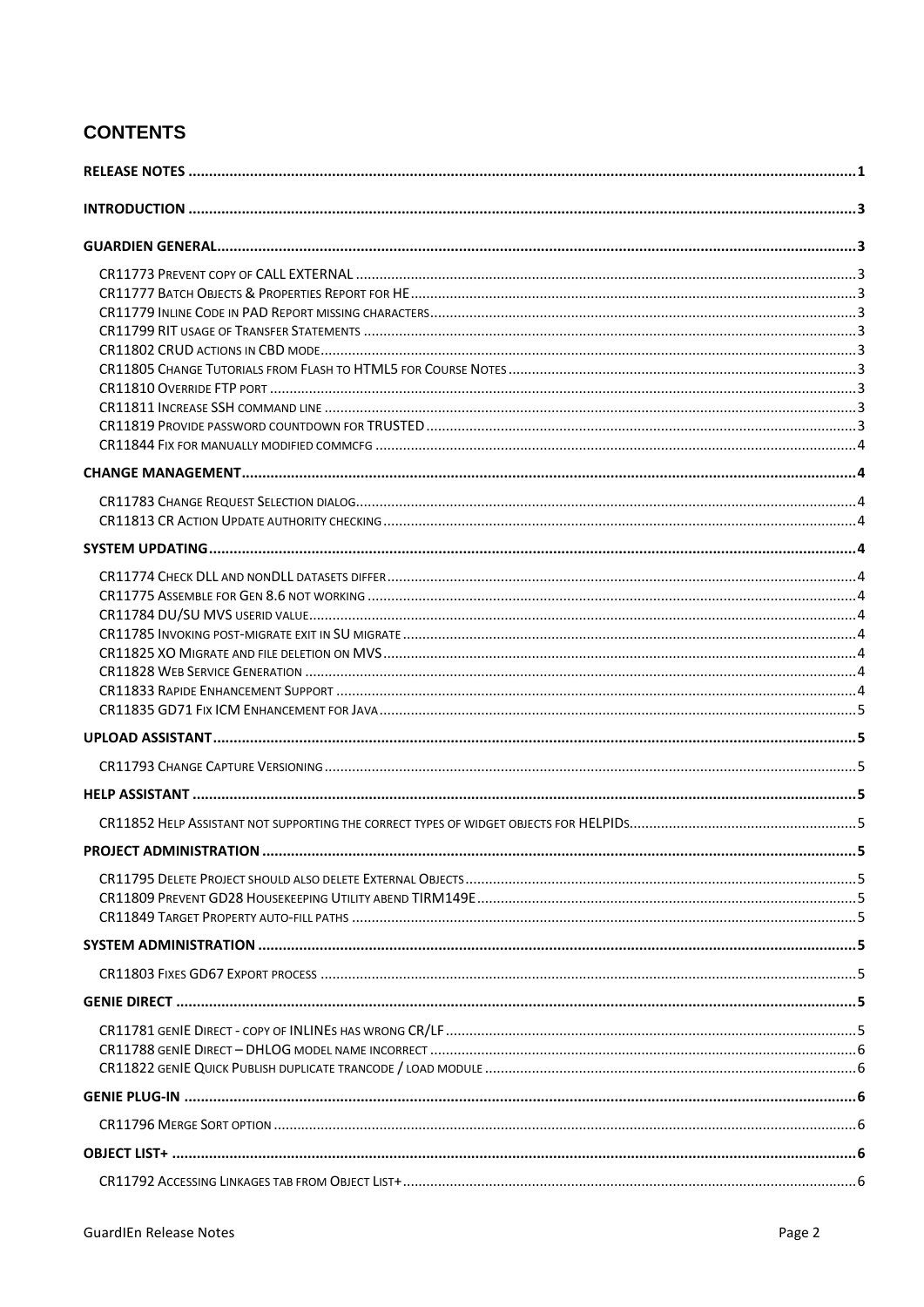# CONTENTS

RELEASE NOTES ..... 1

INTRODUCTION ..... 3

GUARDIEN GENERAL ..... 3

- CR11773 Prevent copy of CALL EXTERNAL ..... 3
- CR11777 Batch Objects & Properties Report for HE ..... 3
- CR11779 Inline Code in PAD Report missing characters ..... 3
- CR11799 RIT usage of Transfer Statements ..... 3
- CR11802 CRUD actions in CBD mode ..... 3
- CR11805 Change Tutorials from Flash to HTML5 for Course Notes ..... 3
- CR11810 Override FTP port ..... 3
- CR11811 Increase SSH command line ..... 3
- CR11819 Provide password countdown for TRUSTED ..... 3
- CR11844 Fix for manually modified commcfg ..... 4

CHANGE MANAGEMENT ..... 4

- CR11783 Change Request Selection dialog ..... 4
- CR11813 CR Action Update authority checking ..... 4

SYSTEM UPDATING ..... 4

- CR11774 Check DLL and nonDLL datasets differ ..... 4
- CR11775 Assemble for Gen 8.6 not working ..... 4
- CR11784 DU/SU MVS userid value ..... 4
- CR11785 Invoking post-migrate exit in SU migrate ..... 4
- CR11825 XO Migrate and file deletion on MVS ..... 4
- CR11828 Web Service Generation ..... 4
- CR11833 Rapide Enhancement Support ..... 4
- CR11835 GD71 Fix ICM Enhancement for Java ..... 5

UPLOAD ASSISTANT ..... 5

- CR11793 Change Capture Versioning ..... 5

HELP ASSISTANT ..... 5

- CR11852 Help Assistant not supporting the correct types of widget objects for HELPIDs ..... 5

PROJECT ADMINISTRATION ..... 5

- CR11795 Delete Project should also delete External Objects ..... 5
- CR11809 Prevent GD28 Housekeeping Utility abend TIRM149E ..... 5
- CR11849 Target Property auto-fill paths ..... 5

SYSTEM ADMINISTRATION ..... 5

- CR11803 Fixes GD67 Export process ..... 5

GENIE DIRECT ..... 5

- CR11781 genIE Direct - copy of INLINEs has wrong CR/LF ..... 5
- CR11788 genIE Direct – DHLOG model name incorrect ..... 6
- CR11822 genIE Quick Publish duplicate trancode / load module ..... 6

GENIE PLUG-IN ..... 6

- CR11796 Merge Sort option ..... 6

OBJECT LIST+ ..... 6

- CR11792 Accessing Linkages tab from Object List+ ..... 6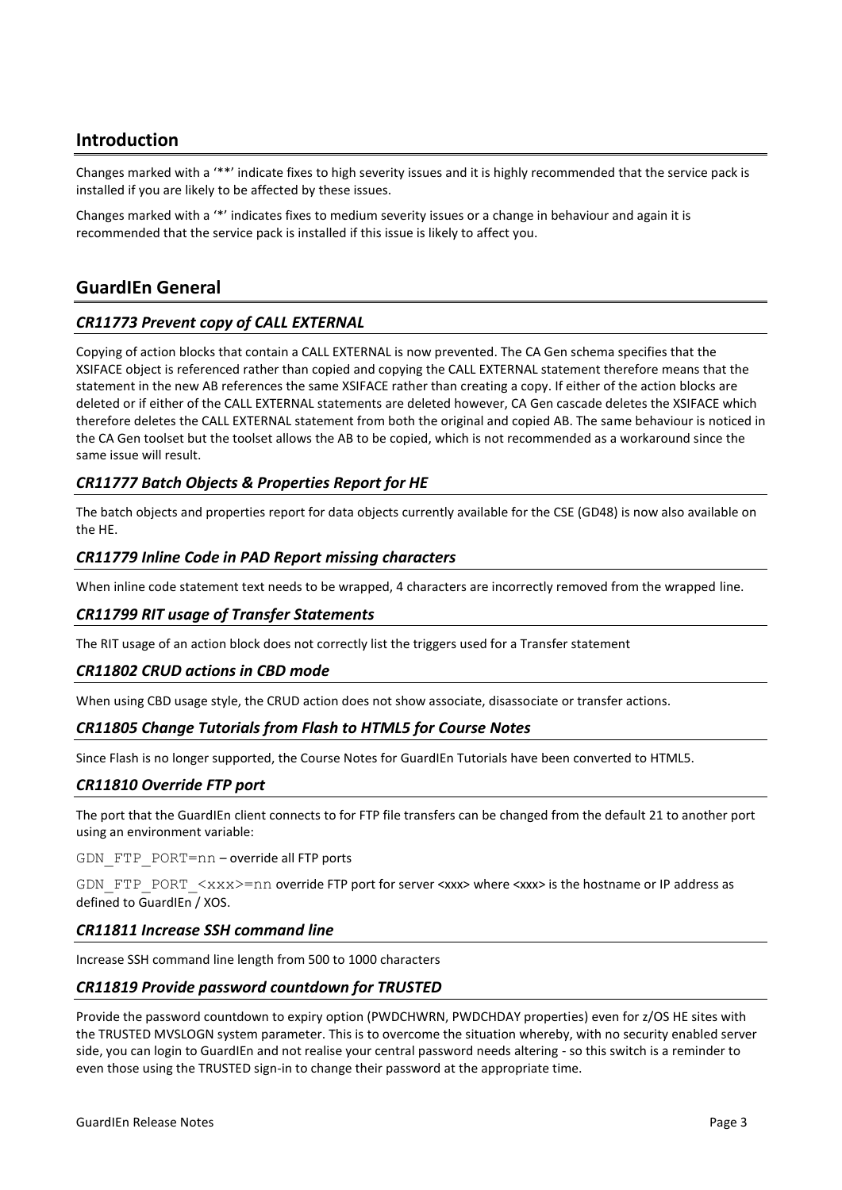## Introduction

Changes marked with a '**' indicate fixes to high severity issues and it is highly recommended that the service pack is installed if you are likely to be affected by these issues.

Changes marked with a '*' indicates fixes to medium severity issues or a change in behaviour and again it is recommended that the service pack is installed if this issue is likely to affect you.

## GuardIEn General

### *CR11773 Prevent copy of CALL EXTERNAL*

Copying of action blocks that contain a CALL EXTERNAL is now prevented. The CA Gen schema specifies that the XSIFACE object is referenced rather than copied and copying the CALL EXTERNAL statement therefore means that the statement in the new AB references the same XSIFACE rather than creating a copy. If either of the action blocks are deleted or if either of the CALL EXTERNAL statements are deleted however, CA Gen cascade deletes the XSIFACE which therefore deletes the CALL EXTERNAL statement from both the original and copied AB. The same behaviour is noticed in the CA Gen toolset but the toolset allows the AB to be copied, which is not recommended as a workaround since the same issue will result.

### *CR11777 Batch Objects & Properties Report for HE*

The batch objects and properties report for data objects currently available for the CSE (GD48) is now also available on the HE.

### *CR11779 Inline Code in PAD Report missing characters*

When inline code statement text needs to be wrapped, 4 characters are incorrectly removed from the wrapped line.

### *CR11799 RIT usage of Transfer Statements*

The RIT usage of an action block does not correctly list the triggers used for a Transfer statement

### *CR11802 CRUD actions in CBD mode*

When using CBD usage style, the CRUD action does not show associate, disassociate or transfer actions.

### *CR11805 Change Tutorials from Flash to HTML5 for Course Notes*

Since Flash is no longer supported, the Course Notes for GuardIEn Tutorials have been converted to HTML5.

### *CR11810 Override FTP port*

The port that the GuardIEn client connects to for FTP file transfers can be changed from the default 21 to another port using an environment variable:

`GDN_FTP_PORT=nn` – override all FTP ports

`GDN_FTP_PORT_<xxx>=nn` override FTP port for server <xxx> where <xxx> is the hostname or IP address as defined to GuardIEn / XOS.

### *CR11811 Increase SSH command line*

Increase SSH command line length from 500 to 1000 characters

### *CR11819 Provide password countdown for TRUSTED*

Provide the password countdown to expiry option (PWDCHWRN, PWDCHDAY properties) even for z/OS HE sites with the TRUSTED MVSLOGN system parameter. This is to overcome the situation whereby, with no security enabled server side, you can login to GuardIEn and not realise your central password needs altering - so this switch is a reminder to even those using the TRUSTED sign-in to change their password at the appropriate time.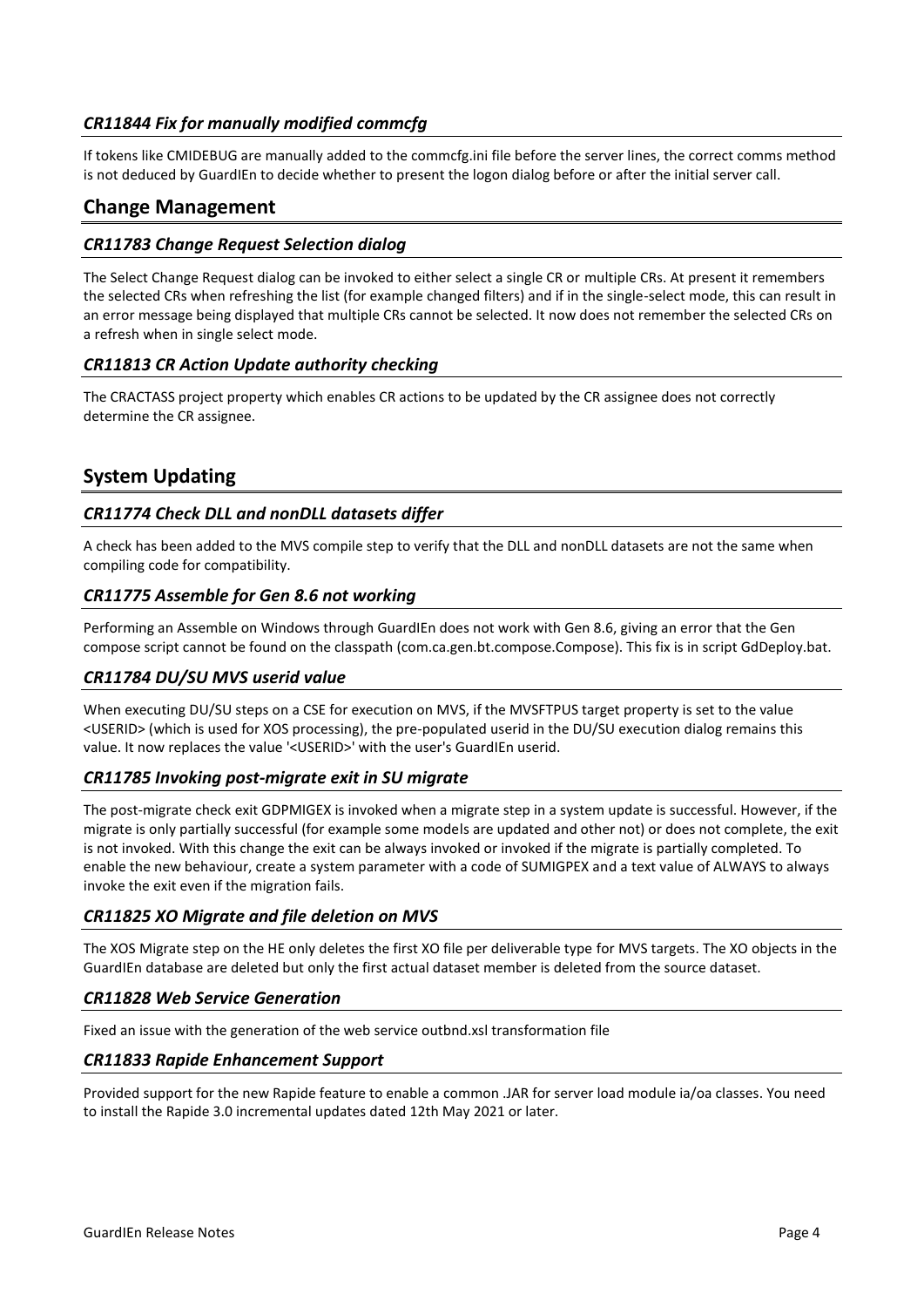### *CR11844 Fix for manually modified commcfg*

If tokens like CMIDEBUG are manually added to the commcfg.ini file before the server lines, the correct comms method is not deduced by GuardIEn to decide whether to present the logon dialog before or after the initial server call.

## Change Management

### *CR11783 Change Request Selection dialog*

The Select Change Request dialog can be invoked to either select a single CR or multiple CRs. At present it remembers the selected CRs when refreshing the list (for example changed filters) and if in the single-select mode, this can result in an error message being displayed that multiple CRs cannot be selected. It now does not remember the selected CRs on a refresh when in single select mode.

### *CR11813 CR Action Update authority checking*

The CRACTASS project property which enables CR actions to be updated by the CR assignee does not correctly determine the CR assignee.

## System Updating

### *CR11774 Check DLL and nonDLL datasets differ*

A check has been added to the MVS compile step to verify that the DLL and nonDLL datasets are not the same when compiling code for compatibility.

### *CR11775 Assemble for Gen 8.6 not working*

Performing an Assemble on Windows through GuardIEn does not work with Gen 8.6, giving an error that the Gen compose script cannot be found on the classpath (com.ca.gen.bt.compose.Compose). This fix is in script GdDeploy.bat.

### *CR11784 DU/SU MVS userid value*

When executing DU/SU steps on a CSE for execution on MVS, if the MVSFTPUS target property is set to the value <USERID> (which is used for XOS processing), the pre-populated userid in the DU/SU execution dialog remains this value. It now replaces the value '<USERID>' with the user's GuardIEn userid.

### *CR11785 Invoking post-migrate exit in SU migrate*

The post-migrate check exit GDPMIGEX is invoked when a migrate step in a system update is successful. However, if the migrate is only partially successful (for example some models are updated and other not) or does not complete, the exit is not invoked. With this change the exit can be always invoked or invoked if the migrate is partially completed. To enable the new behaviour, create a system parameter with a code of SUMIGPEX and a text value of ALWAYS to always invoke the exit even if the migration fails.

### *CR11825 XO Migrate and file deletion on MVS*

The XOS Migrate step on the HE only deletes the first XO file per deliverable type for MVS targets. The XO objects in the GuardIEn database are deleted but only the first actual dataset member is deleted from the source dataset.

### *CR11828 Web Service Generation*

Fixed an issue with the generation of the web service outbnd.xsl transformation file

### *CR11833 Rapide Enhancement Support*

Provided support for the new Rapide feature to enable a common .JAR for server load module ia/oa classes. You need to install the Rapide 3.0 incremental updates dated 12th May 2021 or later.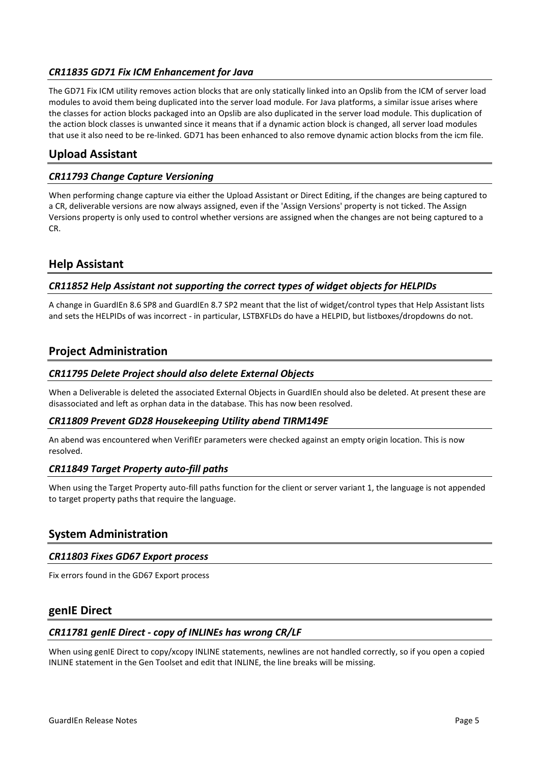### *CR11835 GD71 Fix ICM Enhancement for Java*

The GD71 Fix ICM utility removes action blocks that are only statically linked into an Opslib from the ICM of server load modules to avoid them being duplicated into the server load module. For Java platforms, a similar issue arises where the classes for action blocks packaged into an Opslib are also duplicated in the server load module. This duplication of the action block classes is unwanted since it means that if a dynamic action block is changed, all server load modules that use it also need to be re-linked. GD71 has been enhanced to also remove dynamic action blocks from the icm file.

## Upload Assistant

### *CR11793 Change Capture Versioning*

When performing change capture via either the Upload Assistant or Direct Editing, if the changes are being captured to a CR, deliverable versions are now always assigned, even if the 'Assign Versions' property is not ticked. The Assign Versions property is only used to control whether versions are assigned when the changes are not being captured to a CR.

## Help Assistant

### *CR11852 Help Assistant not supporting the correct types of widget objects for HELPIDs*

A change in GuardIEn 8.6 SP8 and GuardIEn 8.7 SP2 meant that the list of widget/control types that Help Assistant lists and sets the HELPIDs of was incorrect - in particular, LSTBXFLDs do have a HELPID, but listboxes/dropdowns do not.

## Project Administration

### *CR11795 Delete Project should also delete External Objects*

When a Deliverable is deleted the associated External Objects in GuardIEn should also be deleted. At present these are disassociated and left as orphan data in the database. This has now been resolved.

### *CR11809 Prevent GD28 Housekeeping Utility abend TIRM149E*

An abend was encountered when VerifIEr parameters were checked against an empty origin location. This is now resolved.

### *CR11849 Target Property auto-fill paths*

When using the Target Property auto-fill paths function for the client or server variant 1, the language is not appended to target property paths that require the language.

## System Administration

### *CR11803 Fixes GD67 Export process*

Fix errors found in the GD67 Export process

## genIE Direct

### *CR11781 genIE Direct - copy of INLINEs has wrong CR/LF*

When using genIE Direct to copy/xcopy INLINE statements, newlines are not handled correctly, so if you open a copied INLINE statement in the Gen Toolset and edit that INLINE, the line breaks will be missing.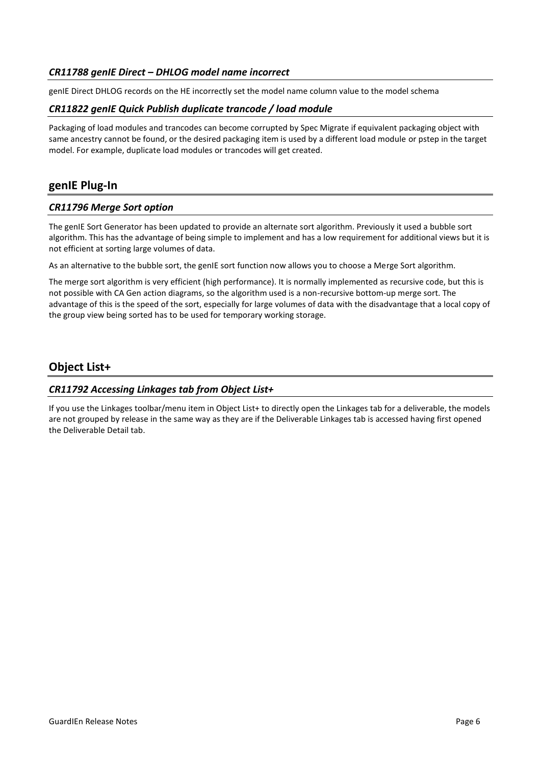### *CR11788 genIE Direct – DHLOG model name incorrect*

genIE Direct DHLOG records on the HE incorrectly set the model name column value to the model schema

### *CR11822 genIE Quick Publish duplicate trancode / load module*

Packaging of load modules and trancodes can become corrupted by Spec Migrate if equivalent packaging object with same ancestry cannot be found, or the desired packaging item is used by a different load module or pstep in the target model. For example, duplicate load modules or trancodes will get created.

## genIE Plug-In

### *CR11796 Merge Sort option*

The genIE Sort Generator has been updated to provide an alternate sort algorithm. Previously it used a bubble sort algorithm. This has the advantage of being simple to implement and has a low requirement for additional views but it is not efficient at sorting large volumes of data.

As an alternative to the bubble sort, the genIE sort function now allows you to choose a Merge Sort algorithm.

The merge sort algorithm is very efficient (high performance). It is normally implemented as recursive code, but this is not possible with CA Gen action diagrams, so the algorithm used is a non-recursive bottom-up merge sort. The advantage of this is the speed of the sort, especially for large volumes of data with the disadvantage that a local copy of the group view being sorted has to be used for temporary working storage.

## Object List+

### *CR11792 Accessing Linkages tab from Object List+*

If you use the Linkages toolbar/menu item in Object List+ to directly open the Linkages tab for a deliverable, the models are not grouped by release in the same way as they are if the Deliverable Linkages tab is accessed having first opened the Deliverable Detail tab.